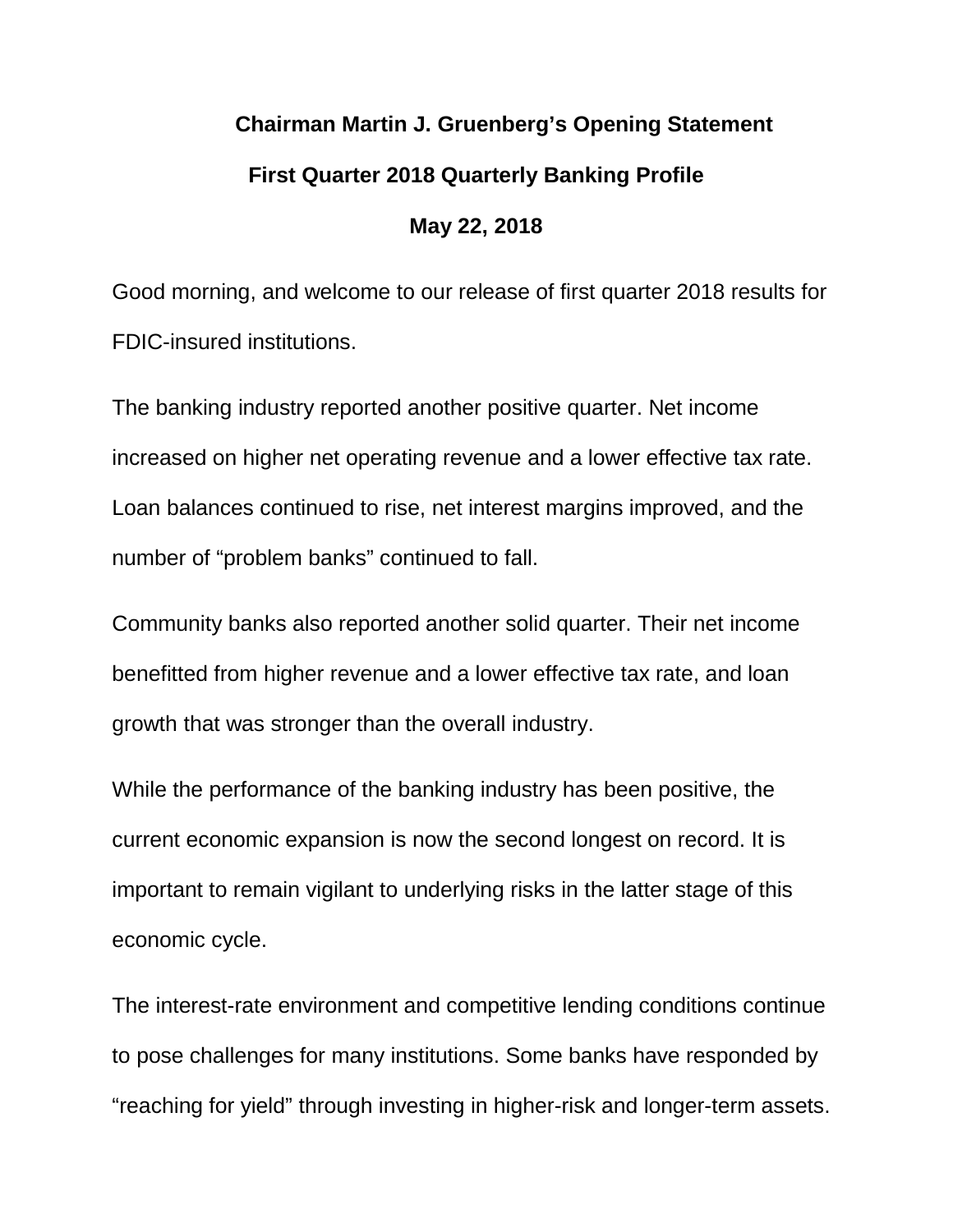# Chairman Martin J. Gruenberg's Opening Statement

## First Quarter 2018 Quarterly Banking Profile

## May 22, 2018

Good morning, and welcome to our release of first quarter 2018 results for FDIC-insured institutions.

The banking industry reported another positive quarter. Net income increased on higher net operating revenue and a lower effective tax rate. Loan balances continued to rise, net interest margins improved, and the number of "problem banks" continued to fall.

Community banks also reported another solid quarter. Their net income benefitted from higher revenue and a lower effective tax rate, and loan growth that was stronger than the overall industry.

While the performance of the banking industry has been positive, the current economic expansion is now the second longest on record. It is important to remain vigilant to underlying risks in the latter stage of this economic cycle.

The interest-rate environment and competitive lending conditions continue to pose challenges for many institutions. Some banks have responded by "reaching for yield" through investing in higher-risk and longer-term assets.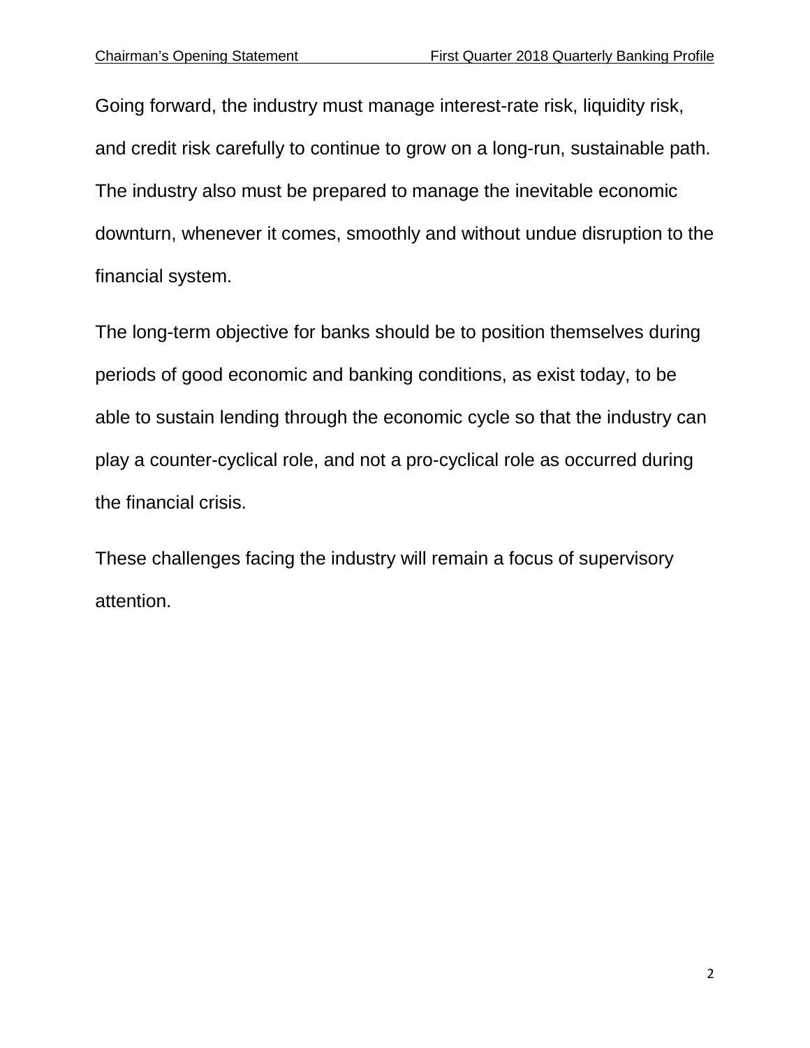Going forward, the industry must manage interest-rate risk, liquidity risk, and credit risk carefully to continue to grow on a long-run, sustainable path. The industry also must be prepared to manage the inevitable economic downturn, whenever it comes, smoothly and without undue disruption to the financial system.

The long-term objective for banks should be to position themselves during periods of good economic and banking conditions, as exist today, to be able to sustain lending through the economic cycle so that the industry can play a counter-cyclical role, and not a pro-cyclical role as occurred during the financial crisis.

These challenges facing the industry will remain a focus of supervisory attention.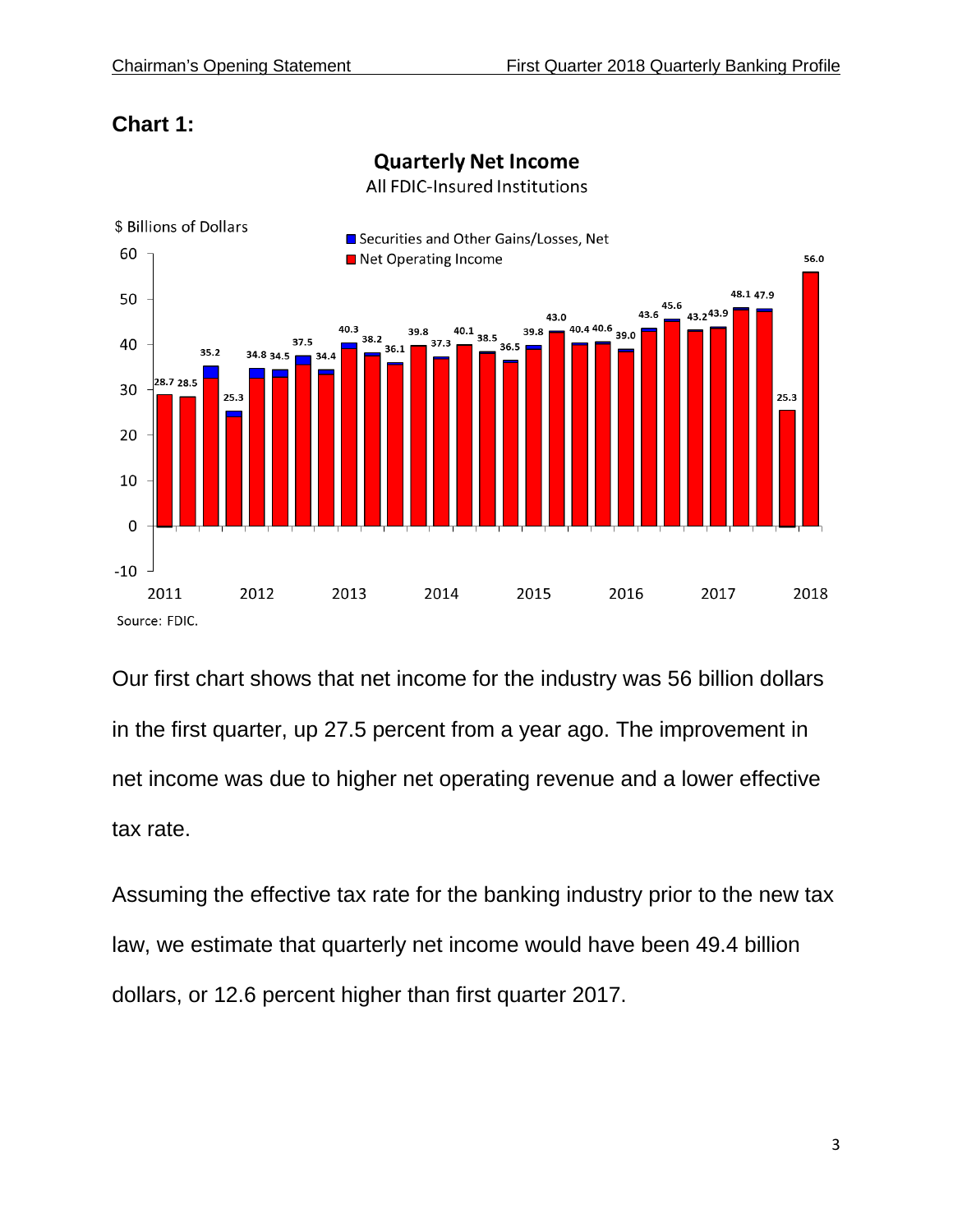**Chart 1:**

**Quarterly Net Income**
All FDIC-Insured Institutions

$ Billions of Dollars

■ Securities and Other Gains/Losses, Net
■ Net Operating Income

| Year | Q1 | Q2 | Q3 | Q4 |
|---|---|---|---|---|
| 2011 | 28.7 | 28.5 | 35.2 | 25.3 |
| 2012 | 34.8 | 34.5 | 37.5 | 34.4 |
| 2013 | 40.3 | 38.2 | 36.1 | 39.8 |
| 2014 | 37.3 | 40.1 | 38.5 | 36.5 |
| 2015 | 39.8 | 43.0 | 40.4 | 40.6 |
| 2016 | 39.0 | 43.6 | 45.6 | 43.2 |
| 2017 | 43.9 | 48.1 | 47.9 | 25.3 |
| 2018 | 56.0 | | | |

Source: FDIC.

Our first chart shows that net income for the industry was 56 billion dollars in the first quarter, up 27.5 percent from a year ago. The improvement in net income was due to higher net operating revenue and a lower effective tax rate.

Assuming the effective tax rate for the banking industry prior to the new tax law, we estimate that quarterly net income would have been 49.4 billion dollars, or 12.6 percent higher than first quarter 2017.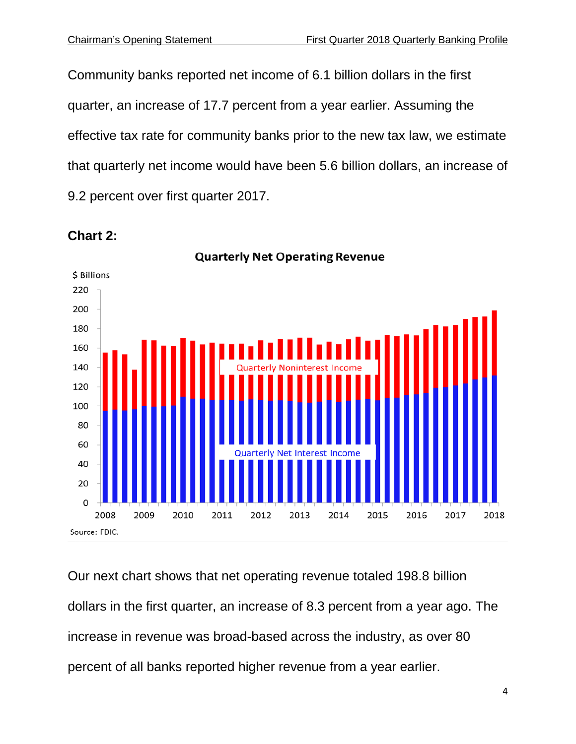Community banks reported net income of 6.1 billion dollars in the first quarter, an increase of 17.7 percent from a year earlier. Assuming the effective tax rate for community banks prior to the new tax law, we estimate that quarterly net income would have been 5.6 billion dollars, an increase of 9.2 percent over first quarter 2017.

**Chart 2:**

**Quarterly Net Operating Revenue**

$ Billions

Quarterly Noninterest Income

Quarterly Net Interest Income

2008 2009 2010 2011 2012 2013 2014 2015 2016 2017 2018

Source: FDIC.

Our next chart shows that net operating revenue totaled 198.8 billion dollars in the first quarter, an increase of 8.3 percent from a year ago. The increase in revenue was broad-based across the industry, as over 80 percent of all banks reported higher revenue from a year earlier.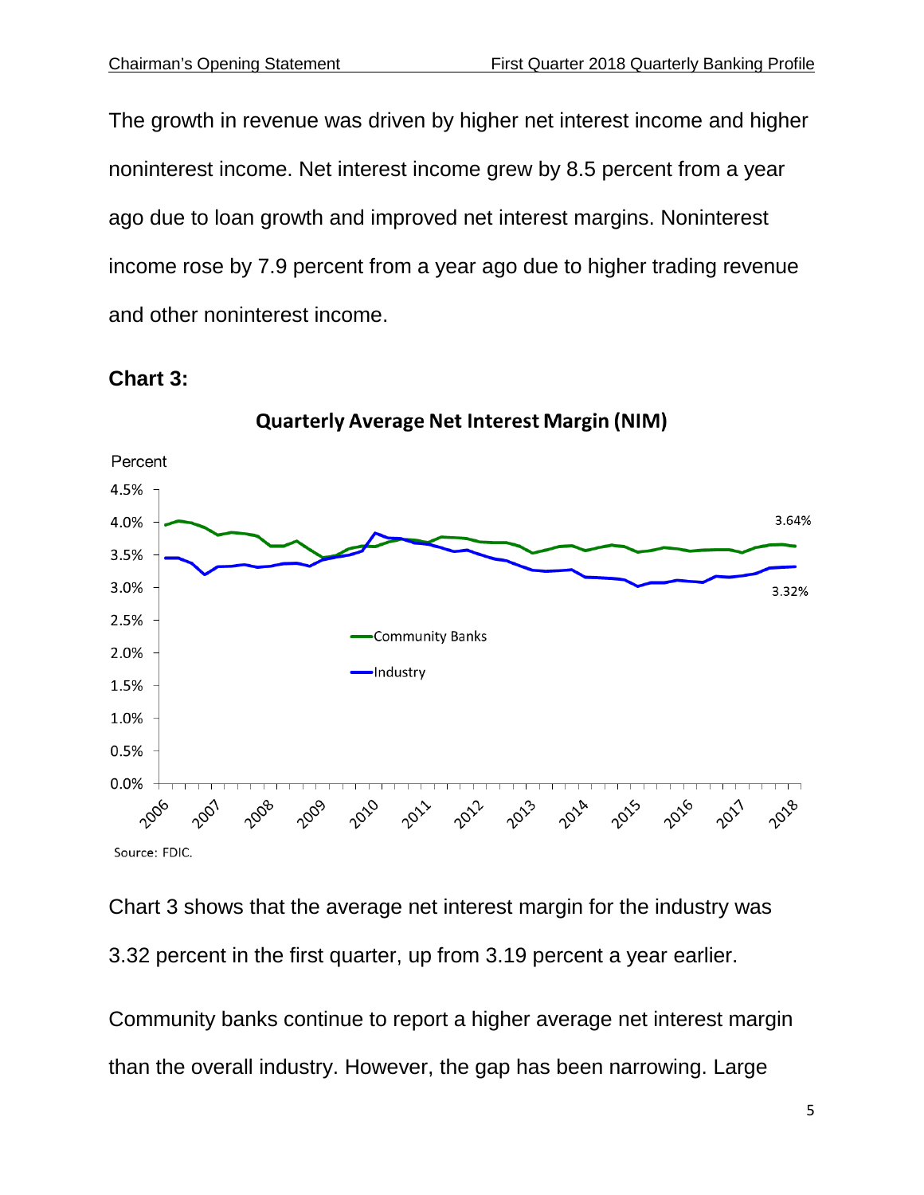The growth in revenue was driven by higher net interest income and higher noninterest income. Net interest income grew by 8.5 percent from a year ago due to loan growth and improved net interest margins. Noninterest income rose by 7.9 percent from a year ago due to higher trading revenue and other noninterest income.

**Chart 3:**

**Quarterly Average Net Interest Margin (NIM)**

Percent

Community Banks: 3.64%

Industry: 3.32%

Source: FDIC.

Chart 3 shows that the average net interest margin for the industry was 3.32 percent in the first quarter, up from 3.19 percent a year earlier.

Community banks continue to report a higher average net interest margin than the overall industry. However, the gap has been narrowing. Large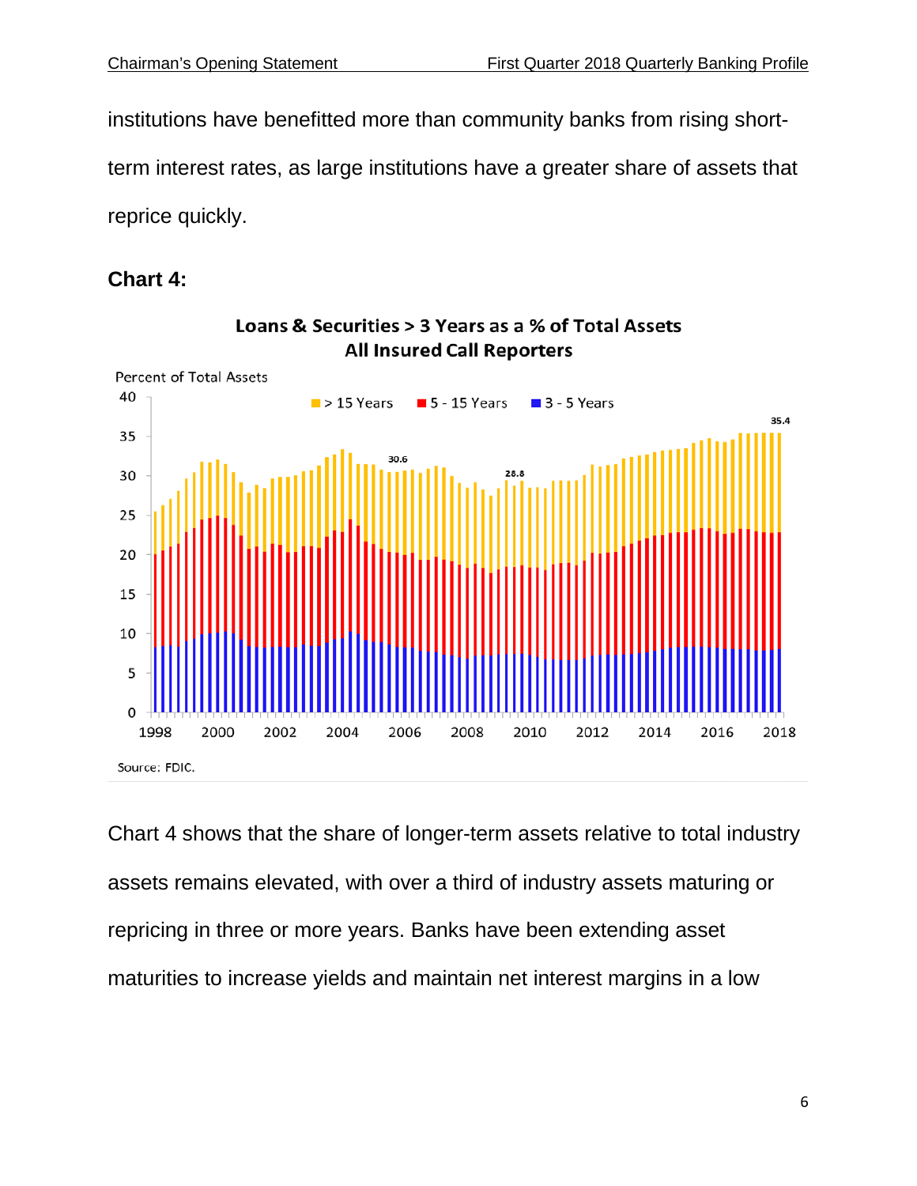institutions have benefitted more than community banks from rising short-term interest rates, as large institutions have a greater share of assets that reprice quickly.

**Chart 4:**

**Loans & Securities > 3 Years as a % of Total Assets**
**All Insured Call Reporters**

Source: FDIC.

Chart 4 shows that the share of longer-term assets relative to total industry assets remains elevated, with over a third of industry assets maturing or repricing in three or more years. Banks have been extending asset maturities to increase yields and maintain net interest margins in a low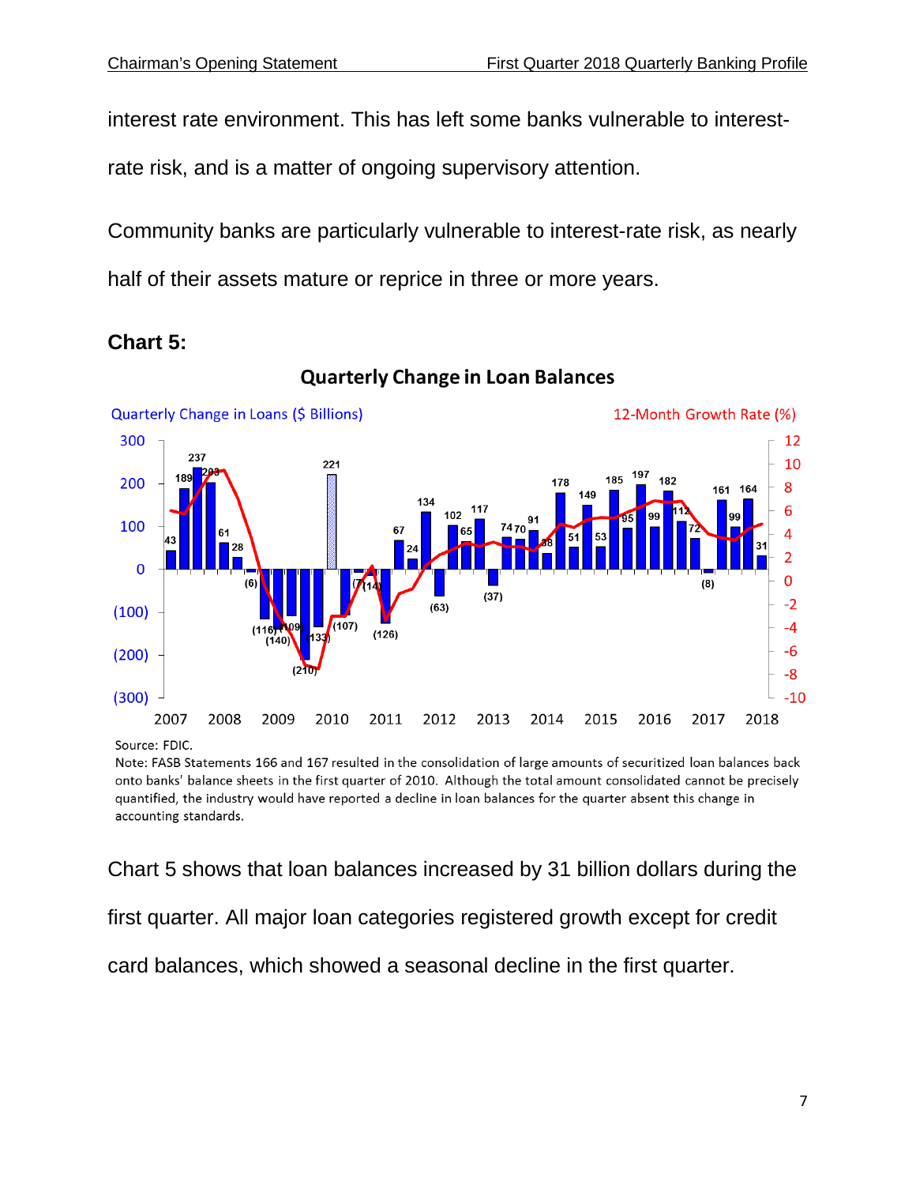interest rate environment. This has left some banks vulnerable to interest-rate risk, and is a matter of ongoing supervisory attention.

Community banks are particularly vulnerable to interest-rate risk, as nearly half of their assets mature or reprice in three or more years.

**Chart 5:**

**Quarterly Change in Loan Balances**

Source: FDIC.
Note: FASB Statements 166 and 167 resulted in the consolidation of large amounts of securitized loan balances back onto banks' balance sheets in the first quarter of 2010. Although the total amount consolidated cannot be precisely quantified, the industry would have reported a decline in loan balances for the quarter absent this change in accounting standards.

Chart 5 shows that loan balances increased by 31 billion dollars during the first quarter. All major loan categories registered growth except for credit card balances, which showed a seasonal decline in the first quarter.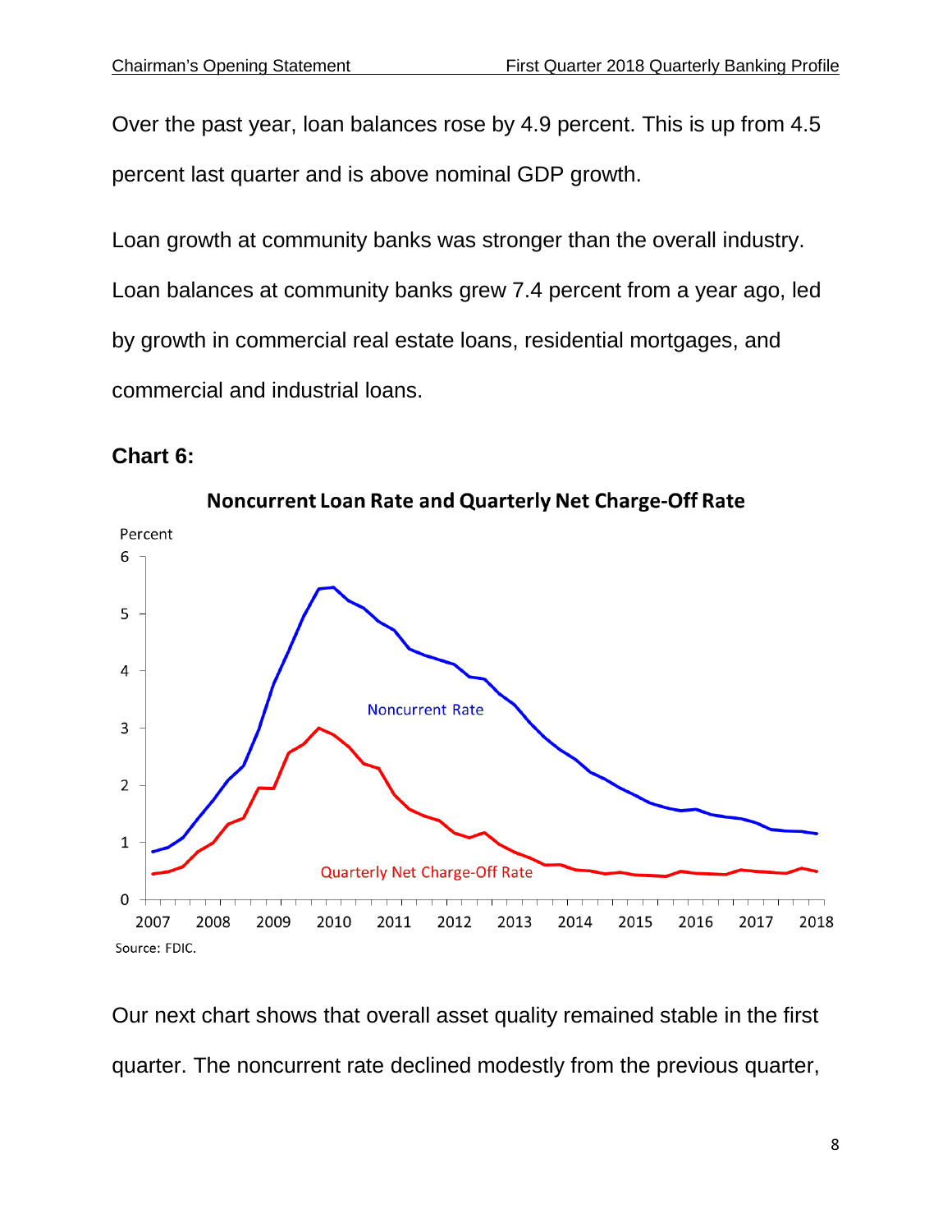Over the past year, loan balances rose by 4.9 percent. This is up from 4.5 percent last quarter and is above nominal GDP growth.

Loan growth at community banks was stronger than the overall industry. Loan balances at community banks grew 7.4 percent from a year ago, led by growth in commercial real estate loans, residential mortgages, and commercial and industrial loans.

**Chart 6:**

**Noncurrent Loan Rate and Quarterly Net Charge-Off Rate**

Source: FDIC.

Our next chart shows that overall asset quality remained stable in the first quarter. The noncurrent rate declined modestly from the previous quarter,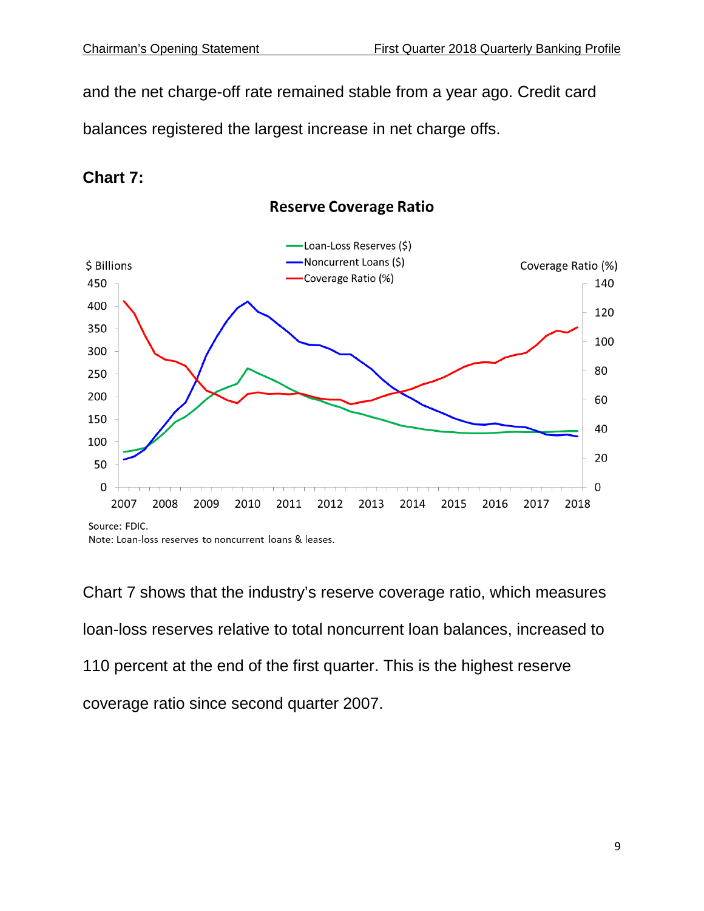and the net charge-off rate remained stable from a year ago. Credit card balances registered the largest increase in net charge offs.

**Chart 7:**

**Reserve Coverage Ratio**

Source: FDIC.
Note: Loan-loss reserves to noncurrent loans & leases.

Chart 7 shows that the industry's reserve coverage ratio, which measures loan-loss reserves relative to total noncurrent loan balances, increased to 110 percent at the end of the first quarter. This is the highest reserve coverage ratio since second quarter 2007.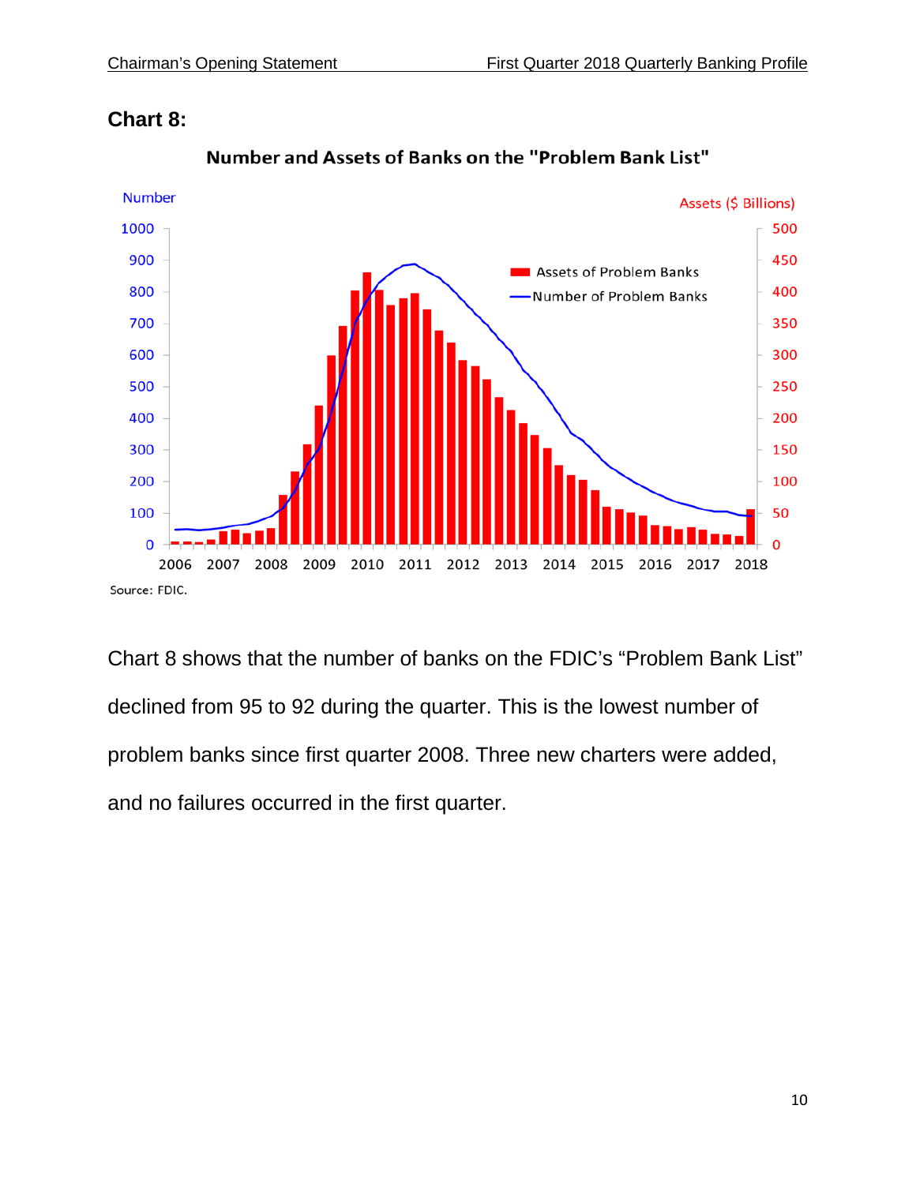## Chart 8:

Chart 8 shows that the number of banks on the FDIC's "Problem Bank List" declined from 95 to 92 during the quarter. This is the lowest number of problem banks since first quarter 2008. Three new charters were added, and no failures occurred in the first quarter.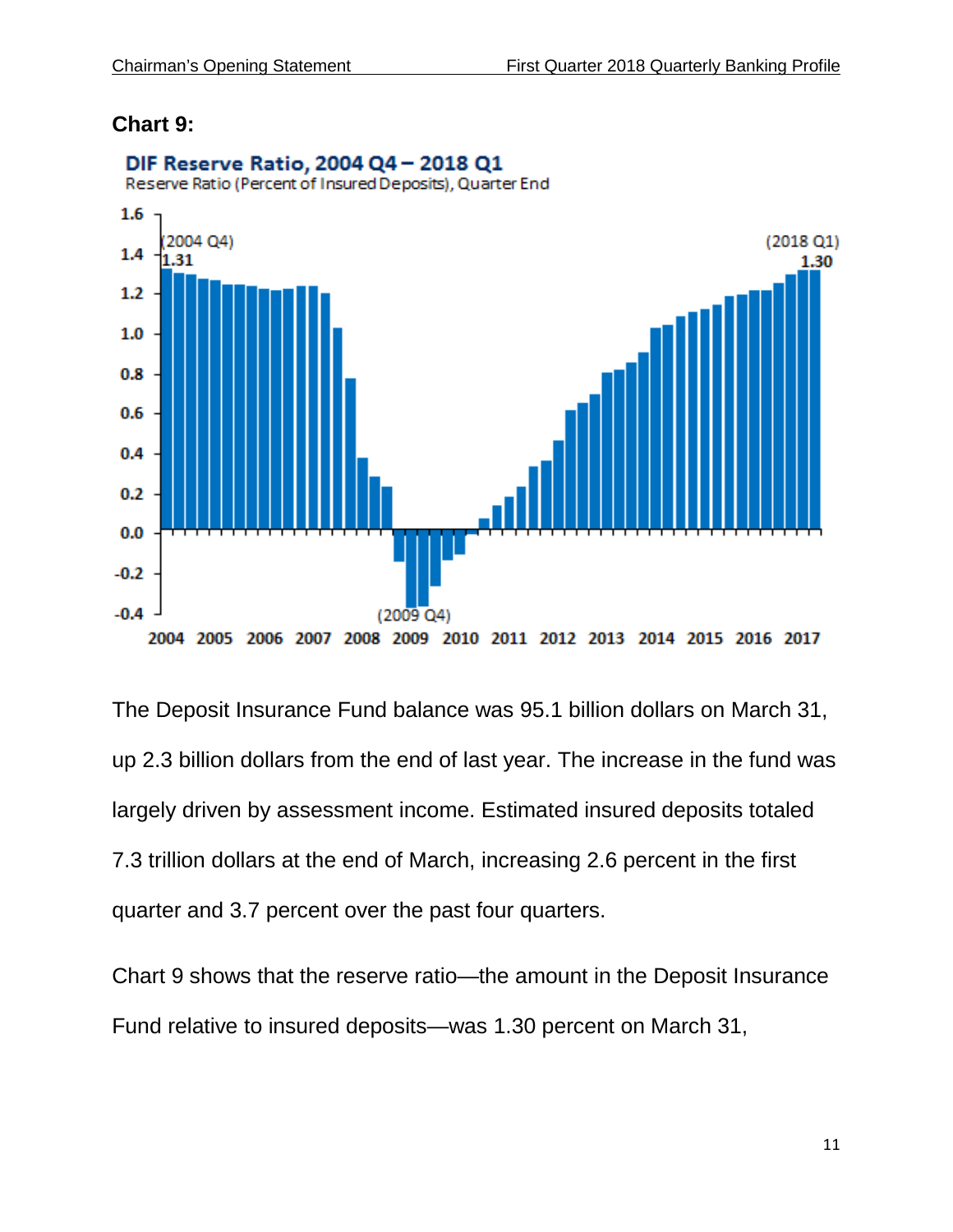**Chart 9:**

**DIF Reserve Ratio, 2004 Q4 – 2018 Q1**

Reserve Ratio (Percent of Insured Deposits), Quarter End

The Deposit Insurance Fund balance was 95.1 billion dollars on March 31, up 2.3 billion dollars from the end of last year. The increase in the fund was largely driven by assessment income. Estimated insured deposits totaled 7.3 trillion dollars at the end of March, increasing 2.6 percent in the first quarter and 3.7 percent over the past four quarters.

Chart 9 shows that the reserve ratio—the amount in the Deposit Insurance Fund relative to insured deposits—was 1.30 percent on March 31,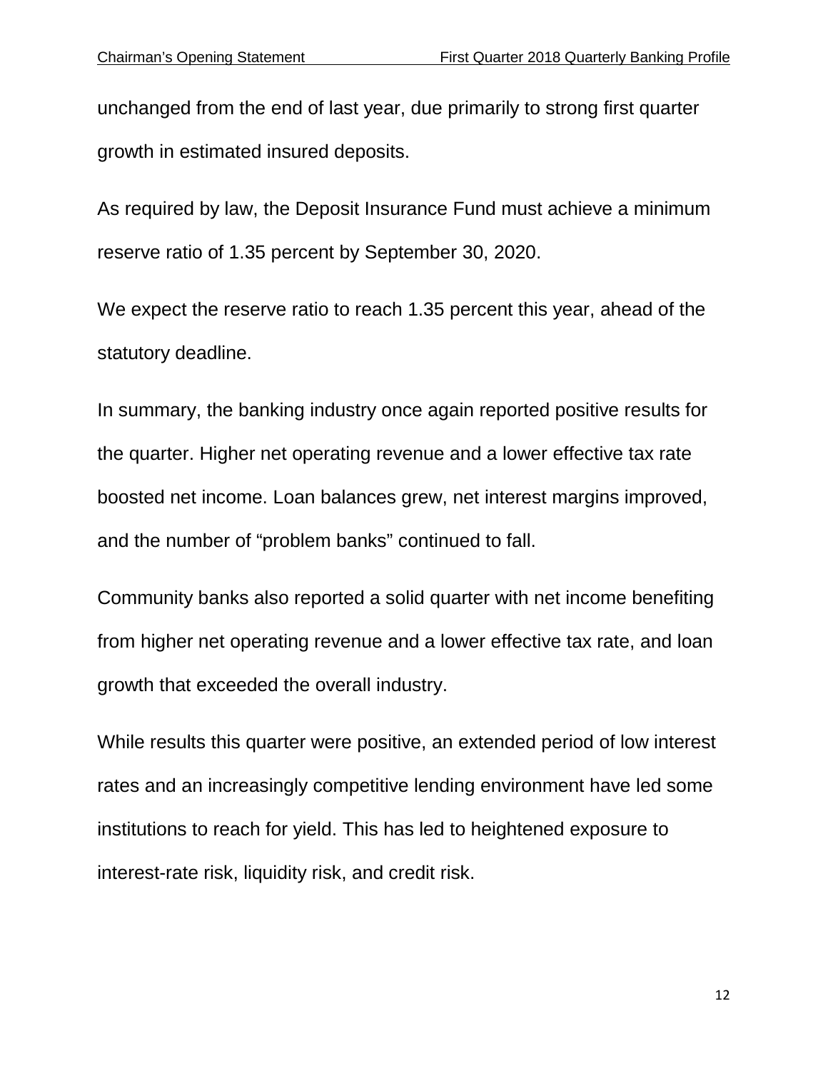unchanged from the end of last year, due primarily to strong first quarter growth in estimated insured deposits.

As required by law, the Deposit Insurance Fund must achieve a minimum reserve ratio of 1.35 percent by September 30, 2020.

We expect the reserve ratio to reach 1.35 percent this year, ahead of the statutory deadline.

In summary, the banking industry once again reported positive results for the quarter. Higher net operating revenue and a lower effective tax rate boosted net income. Loan balances grew, net interest margins improved, and the number of "problem banks" continued to fall.

Community banks also reported a solid quarter with net income benefiting from higher net operating revenue and a lower effective tax rate, and loan growth that exceeded the overall industry.

While results this quarter were positive, an extended period of low interest rates and an increasingly competitive lending environment have led some institutions to reach for yield. This has led to heightened exposure to interest-rate risk, liquidity risk, and credit risk.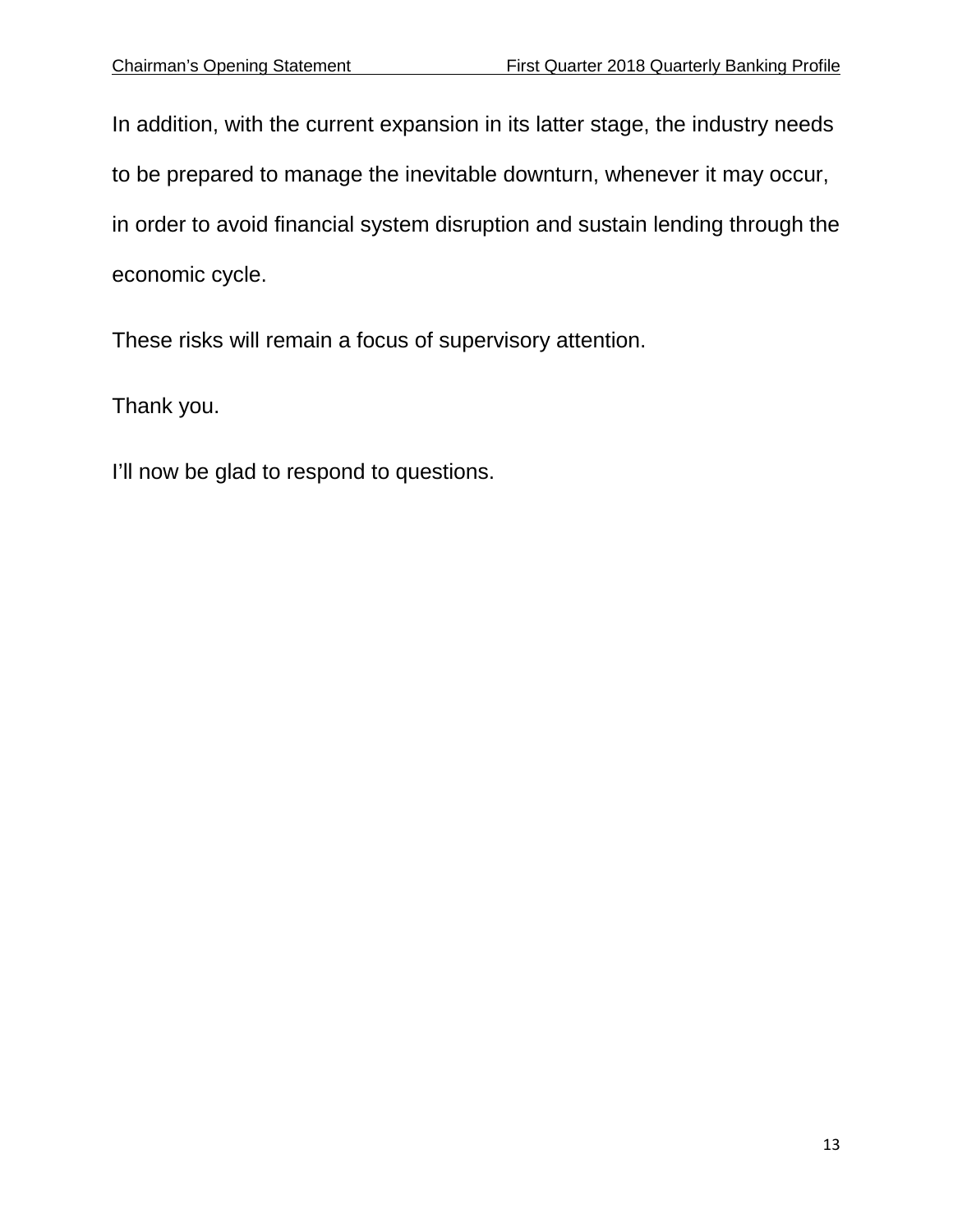In addition, with the current expansion in its latter stage, the industry needs to be prepared to manage the inevitable downturn, whenever it may occur, in order to avoid financial system disruption and sustain lending through the economic cycle.

These risks will remain a focus of supervisory attention.

Thank you.

I'll now be glad to respond to questions.